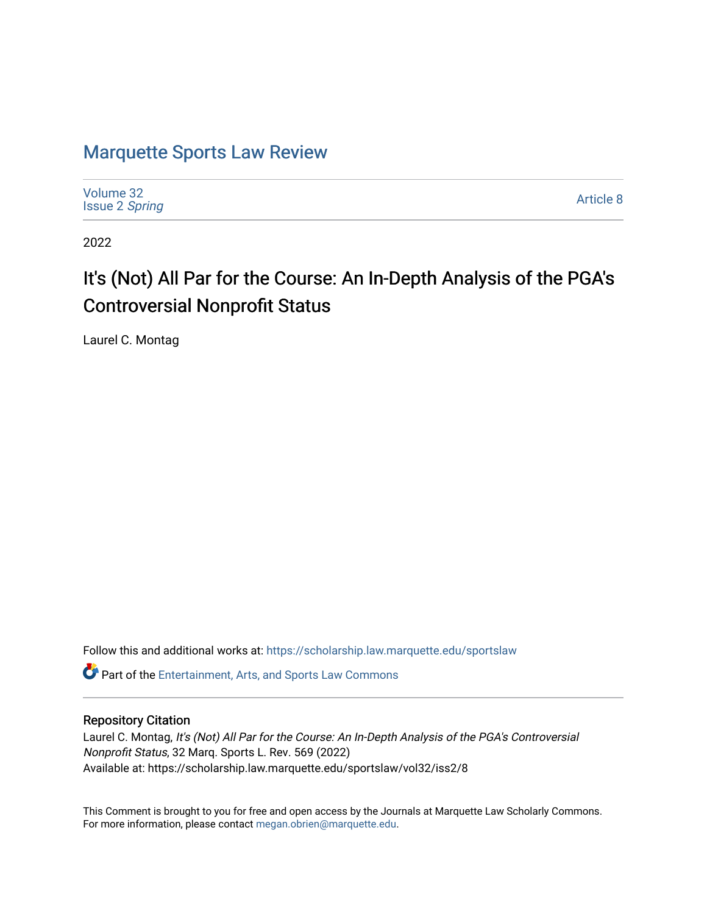# Marquette Sports Law Review

Volume 32
Issue 2 *Spring*

Article 8

2022

## It's (Not) All Par for the Course: An In-Depth Analysis of the PGA's Controversial Nonprofit Status

Laurel C. Montag

Follow this and additional works at: https://scholarship.law.marquette.edu/sportslaw

Part of the Entertainment, Arts, and Sports Law Commons

### Repository Citation

Laurel C. Montag, *It's (Not) All Par for the Course: An In-Depth Analysis of the PGA's Controversial Nonprofit Status*, 32 Marq. Sports L. Rev. 569 (2022)
Available at: https://scholarship.law.marquette.edu/sportslaw/vol32/iss2/8

This Comment is brought to you for free and open access by the Journals at Marquette Law Scholarly Commons. For more information, please contact megan.obrien@marquette.edu.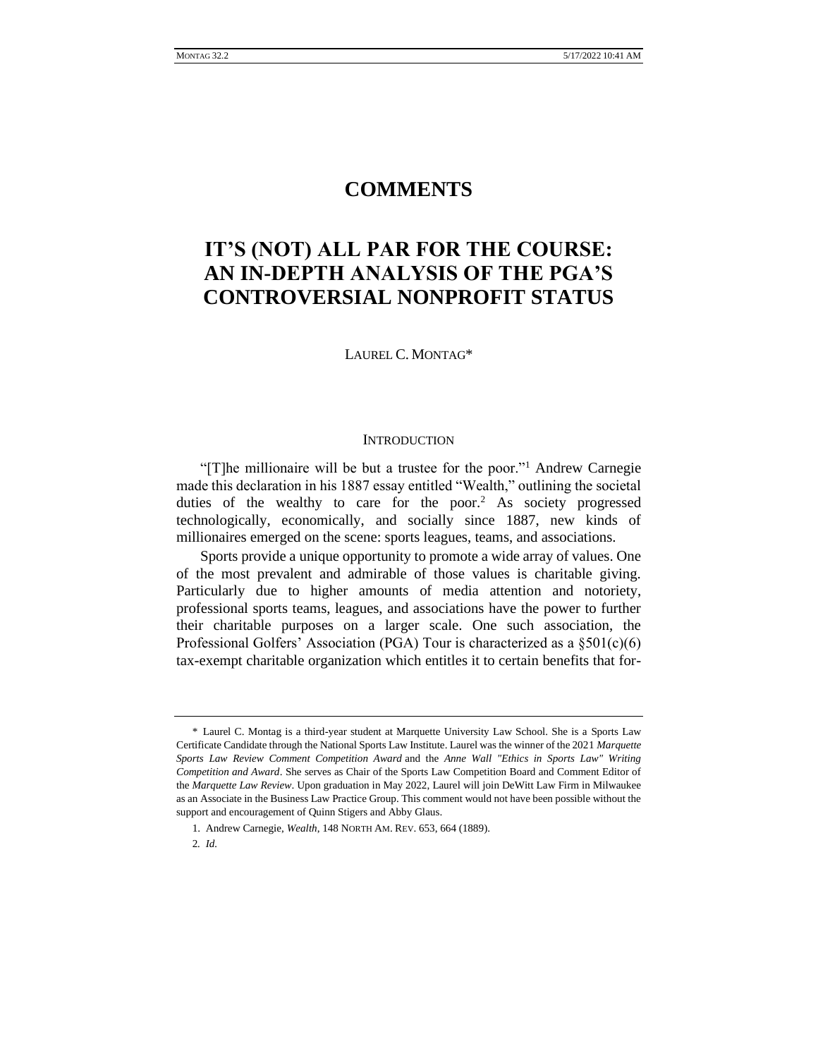# COMMENTS

# IT'S (NOT) ALL PAR FOR THE COURSE: AN IN-DEPTH ANALYSIS OF THE PGA'S CONTROVERSIAL NONPROFIT STATUS

LAUREL C. MONTAG*

## INTRODUCTION

"[T]he millionaire will be but a trustee for the poor."[1] Andrew Carnegie made this declaration in his 1887 essay entitled "Wealth," outlining the societal duties of the wealthy to care for the poor.[2] As society progressed technologically, economically, and socially since 1887, new kinds of millionaires emerged on the scene: sports leagues, teams, and associations.

Sports provide a unique opportunity to promote a wide array of values. One of the most prevalent and admirable of those values is charitable giving. Particularly due to higher amounts of media attention and notoriety, professional sports teams, leagues, and associations have the power to further their charitable purposes on a larger scale. One such association, the Professional Golfers' Association (PGA) Tour is characterized as a §501(c)(6) tax-exempt charitable organization which entitles it to certain benefits that for-

---

\* Laurel C. Montag is a third-year student at Marquette University Law School. She is a Sports Law Certificate Candidate through the National Sports Law Institute. Laurel was the winner of the 2021 *Marquette Sports Law Review Comment Competition Award* and the *Anne Wall "Ethics in Sports Law" Writing Competition and Award*. She serves as Chair of the Sports Law Competition Board and Comment Editor of the *Marquette Law Review*. Upon graduation in May 2022, Laurel will join DeWitt Law Firm in Milwaukee as an Associate in the Business Law Practice Group. This comment would not have been possible without the support and encouragement of Quinn Stigers and Abby Glaus.

1. Andrew Carnegie, *Wealth*, 148 NORTH AM. REV. 653, 664 (1889).

2. *Id.*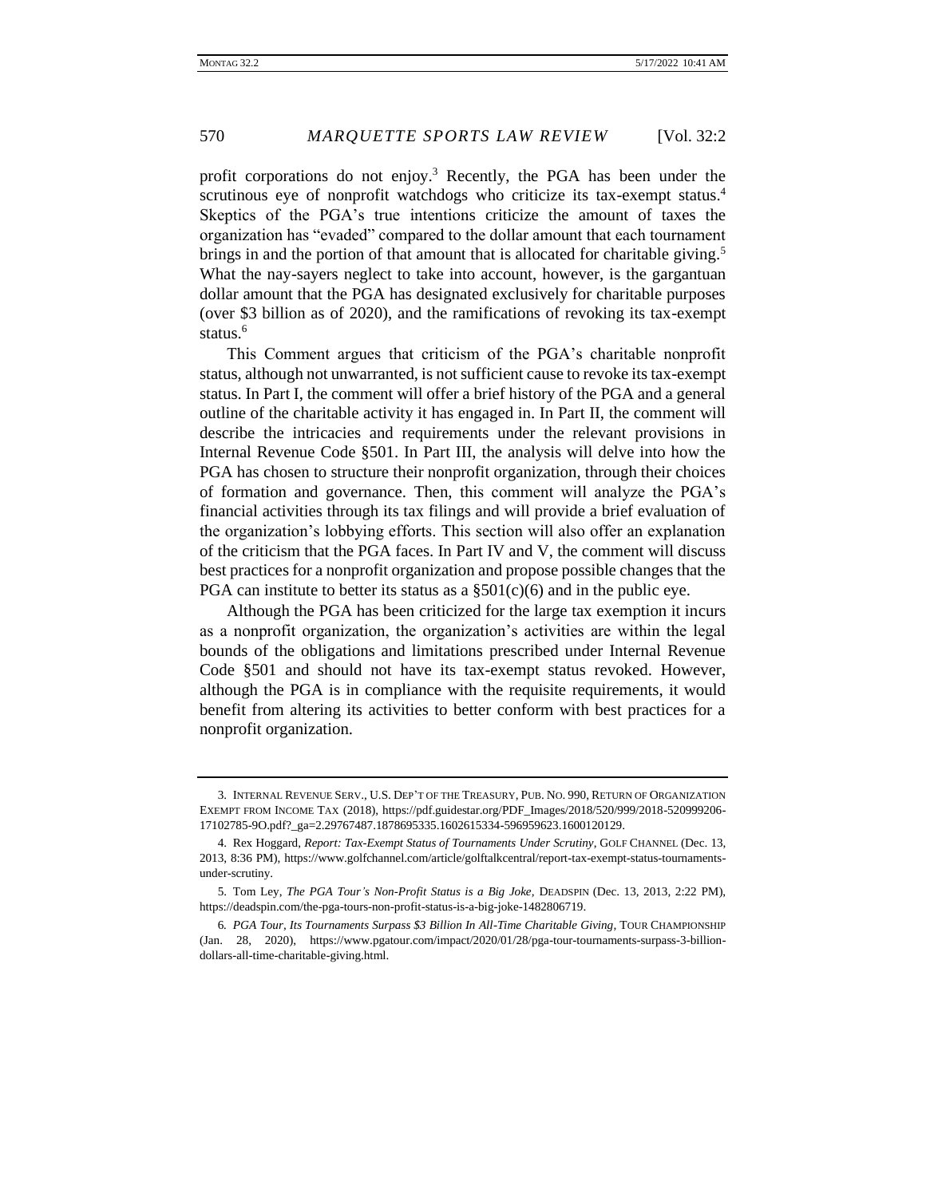profit corporations do not enjoy.[3] Recently, the PGA has been under the scrutinous eye of nonprofit watchdogs who criticize its tax-exempt status.[4] Skeptics of the PGA's true intentions criticize the amount of taxes the organization has "evaded" compared to the dollar amount that each tournament brings in and the portion of that amount that is allocated for charitable giving.[5] What the nay-sayers neglect to take into account, however, is the gargantuan dollar amount that the PGA has designated exclusively for charitable purposes (over $3 billion as of 2020), and the ramifications of revoking its tax-exempt status.[6]

This Comment argues that criticism of the PGA's charitable nonprofit status, although not unwarranted, is not sufficient cause to revoke its tax-exempt status. In Part I, the comment will offer a brief history of the PGA and a general outline of the charitable activity it has engaged in. In Part II, the comment will describe the intricacies and requirements under the relevant provisions in Internal Revenue Code §501. In Part III, the analysis will delve into how the PGA has chosen to structure their nonprofit organization, through their choices of formation and governance. Then, this comment will analyze the PGA's financial activities through its tax filings and will provide a brief evaluation of the organization's lobbying efforts. This section will also offer an explanation of the criticism that the PGA faces. In Part IV and V, the comment will discuss best practices for a nonprofit organization and propose possible changes that the PGA can institute to better its status as a §501(c)(6) and in the public eye.

Although the PGA has been criticized for the large tax exemption it incurs as a nonprofit organization, the organization's activities are within the legal bounds of the obligations and limitations prescribed under Internal Revenue Code §501 and should not have its tax-exempt status revoked. However, although the PGA is in compliance with the requisite requirements, it would benefit from altering its activities to better conform with best practices for a nonprofit organization.

---

3. INTERNAL REVENUE SERV., U.S. DEP'T OF THE TREASURY, PUB. NO. 990, RETURN OF ORGANIZATION EXEMPT FROM INCOME TAX (2018), https://pdf.guidestar.org/PDF_Images/2018/520/999/2018-520999206-17102785-9O.pdf?_ga=2.29767487.1878695335.1602615334-596959623.1600120129.

4. Rex Hoggard, *Report: Tax-Exempt Status of Tournaments Under Scrutiny*, GOLF CHANNEL (Dec. 13, 2013, 8:36 PM), https://www.golfchannel.com/article/golftalkcentral/report-tax-exempt-status-tournaments-under-scrutiny.

5. Tom Ley, *The PGA Tour's Non-Profit Status is a Big Joke*, DEADSPIN (Dec. 13, 2013, 2:22 PM), https://deadspin.com/the-pga-tours-non-profit-status-is-a-big-joke-1482806719.

6. *PGA Tour, Its Tournaments Surpass $3 Billion In All-Time Charitable Giving*, TOUR CHAMPIONSHIP (Jan. 28, 2020), https://www.pgatour.com/impact/2020/01/28/pga-tour-tournaments-surpass-3-billion-dollars-all-time-charitable-giving.html.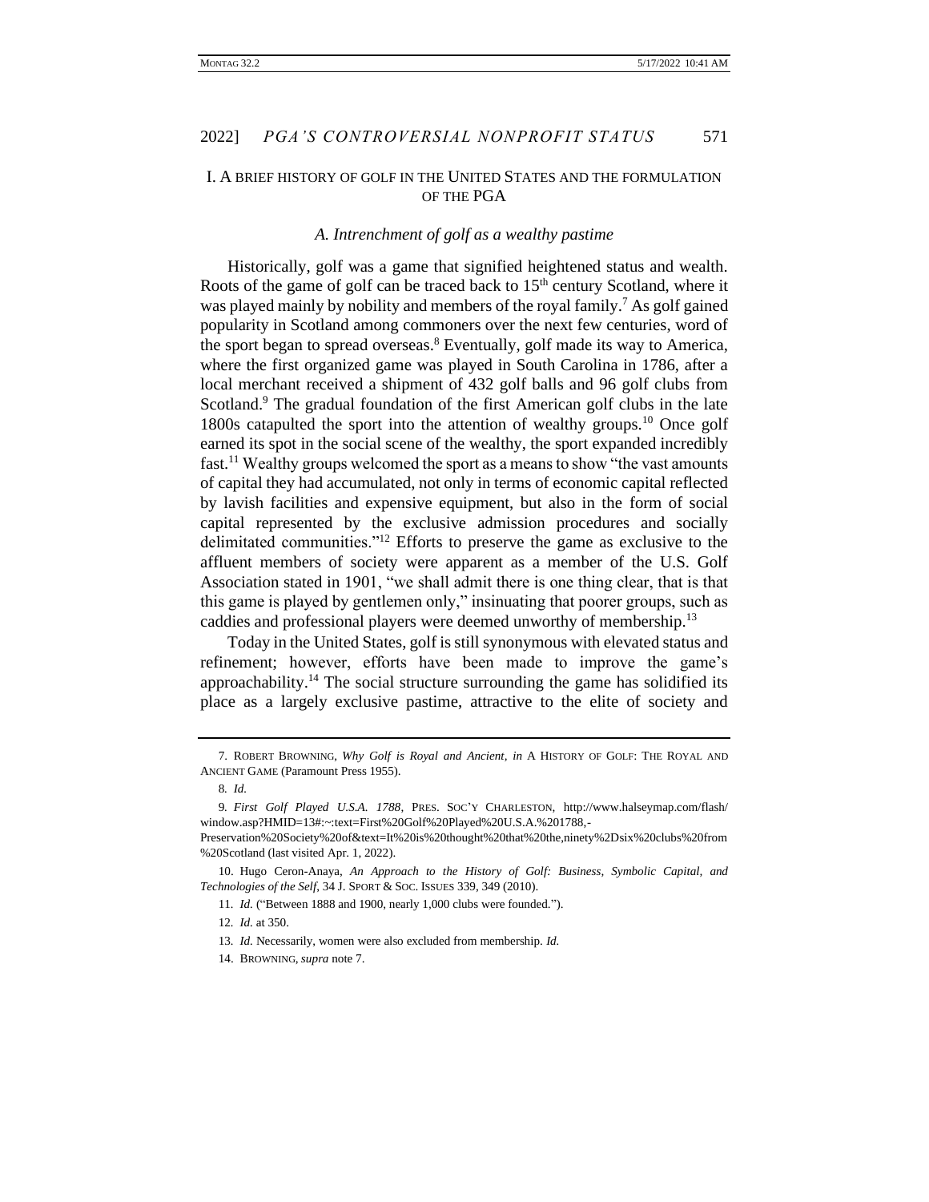## I. A brief history of golf in the United States and the formulation of the PGA

### *A. Intrenchment of golf as a wealthy pastime*

Historically, golf was a game that signified heightened status and wealth. Roots of the game of golf can be traced back to 15th century Scotland, where it was played mainly by nobility and members of the royal family.[7] As golf gained popularity in Scotland among commoners over the next few centuries, word of the sport began to spread overseas.[8] Eventually, golf made its way to America, where the first organized game was played in South Carolina in 1786, after a local merchant received a shipment of 432 golf balls and 96 golf clubs from Scotland.[9] The gradual foundation of the first American golf clubs in the late 1800s catapulted the sport into the attention of wealthy groups.[10] Once golf earned its spot in the social scene of the wealthy, the sport expanded incredibly fast.[11] Wealthy groups welcomed the sport as a means to show "the vast amounts of capital they had accumulated, not only in terms of economic capital reflected by lavish facilities and expensive equipment, but also in the form of social capital represented by the exclusive admission procedures and socially delimitated communities."[12] Efforts to preserve the game as exclusive to the affluent members of society were apparent as a member of the U.S. Golf Association stated in 1901, "we shall admit there is one thing clear, that is that this game is played by gentlemen only," insinuating that poorer groups, such as caddies and professional players were deemed unworthy of membership.[13]

Today in the United States, golf is still synonymous with elevated status and refinement; however, efforts have been made to improve the game's approachability.[14] The social structure surrounding the game has solidified its place as a largely exclusive pastime, attractive to the elite of society and

---

7. ROBERT BROWNING, *Why Golf is Royal and Ancient*, *in* A HISTORY OF GOLF: THE ROYAL AND ANCIENT GAME (Paramount Press 1955).

8. *Id.*

9. *First Golf Played U.S.A. 1788*, PRES. SOC'Y CHARLESTON, http://www.halseymap.com/flash/window.asp?HMID=13#:~:text=First%20Golf%20Played%20U.S.A.%201788,-Preservation%20Society%20of&text=It%20is%20thought%20that%20the,ninety%2Dsix%20clubs%20from%20Scotland (last visited Apr. 1, 2022).

10. Hugo Ceron-Anaya, *An Approach to the History of Golf: Business, Symbolic Capital, and Technologies of the Self*, 34 J. SPORT & SOC. ISSUES 339, 349 (2010).

11. *Id.* ("Between 1888 and 1900, nearly 1,000 clubs were founded.").

12. *Id.* at 350.

13. *Id.* Necessarily, women were also excluded from membership. *Id.*

14. BROWNING, *supra* note 7.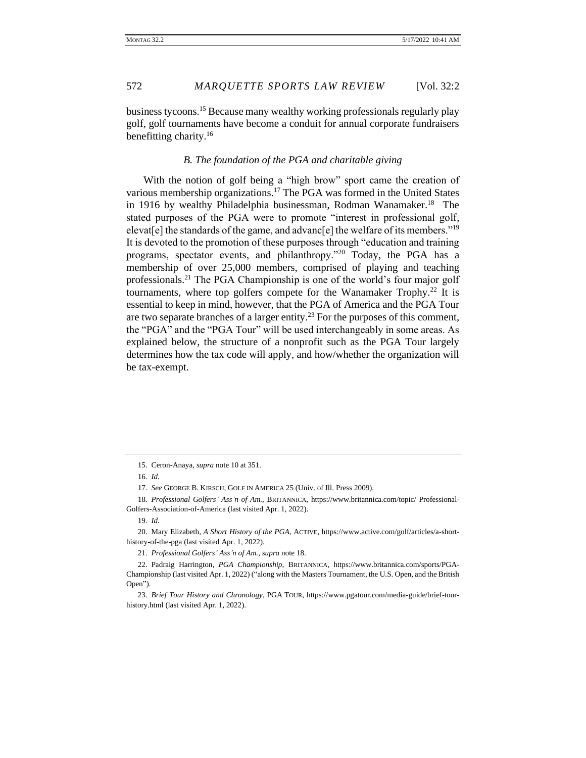business tycoons.[15] Because many wealthy working professionals regularly play golf, golf tournaments have become a conduit for annual corporate fundraisers benefitting charity.[16]

### *B. The foundation of the PGA and charitable giving*

With the notion of golf being a "high brow" sport came the creation of various membership organizations.[17] The PGA was formed in the United States in 1916 by wealthy Philadelphia businessman, Rodman Wanamaker.[18] The stated purposes of the PGA were to promote "interest in professional golf, elevat[e] the standards of the game, and advanc[e] the welfare of its members."[19] It is devoted to the promotion of these purposes through "education and training programs, spectator events, and philanthropy."[20] Today, the PGA has a membership of over 25,000 members, comprised of playing and teaching professionals.[21] The PGA Championship is one of the world's four major golf tournaments, where top golfers compete for the Wanamaker Trophy.[22] It is essential to keep in mind, however, that the PGA of America and the PGA Tour are two separate branches of a larger entity.[23] For the purposes of this comment, the "PGA" and the "PGA Tour" will be used interchangeably in some areas. As explained below, the structure of a nonprofit such as the PGA Tour largely determines how the tax code will apply, and how/whether the organization will be tax-exempt.

---

15. Ceron-Anaya, *supra* note 10 at 351.

16. *Id.*

17. *See* GEORGE B. KIRSCH, GOLF IN AMERICA 25 (Univ. of Ill. Press 2009).

18. *Professional Golfers' Ass'n of Am.*, BRITANNICA, https://www.britannica.com/topic/ Professional-Golfers-Association-of-America (last visited Apr. 1, 2022).

19. *Id.*

20. Mary Elizabeth, *A Short History of the PGA*, ACTIVE, https://www.active.com/golf/articles/a-short-history-of-the-pga (last visited Apr. 1, 2022).

21. *Professional Golfers' Ass'n of Am.*, *supra* note 18.

22. Padraig Harrington, *PGA Championship*, BRITANNICA, https://www.britannica.com/sports/PGA-Championship (last visited Apr. 1, 2022) ("along with the Masters Tournament, the U.S. Open, and the British Open").

23. *Brief Tour History and Chronology*, PGA TOUR, https://www.pgatour.com/media-guide/brief-tour-history.html (last visited Apr. 1, 2022).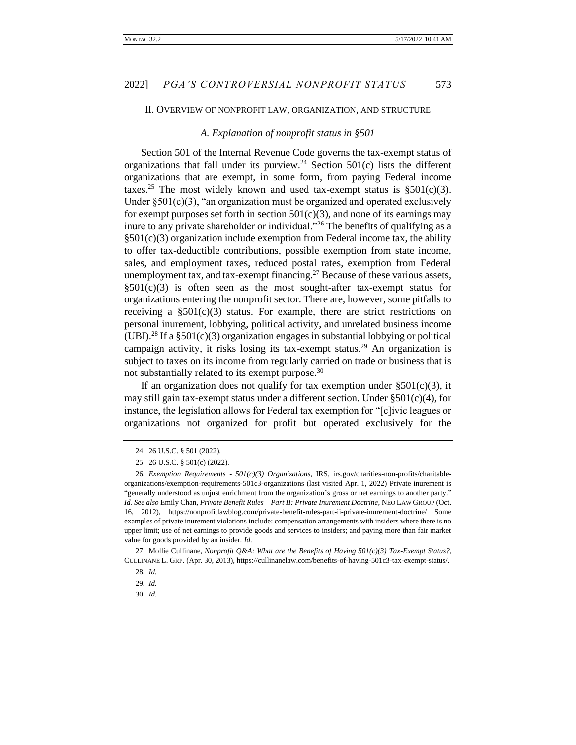## II. OVERVIEW OF NONPROFIT LAW, ORGANIZATION, AND STRUCTURE

### *A. Explanation of nonprofit status in §501*

Section 501 of the Internal Revenue Code governs the tax-exempt status of organizations that fall under its purview.[24] Section 501(c) lists the different organizations that are exempt, in some form, from paying Federal income taxes.[25] The most widely known and used tax-exempt status is §501(c)(3). Under §501(c)(3), "an organization must be organized and operated exclusively for exempt purposes set forth in section 501(c)(3), and none of its earnings may inure to any private shareholder or individual."[26] The benefits of qualifying as a §501(c)(3) organization include exemption from Federal income tax, the ability to offer tax-deductible contributions, possible exemption from state income, sales, and employment taxes, reduced postal rates, exemption from Federal unemployment tax, and tax-exempt financing.[27] Because of these various assets, §501(c)(3) is often seen as the most sought-after tax-exempt status for organizations entering the nonprofit sector. There are, however, some pitfalls to receiving a §501(c)(3) status. For example, there are strict restrictions on personal inurement, lobbying, political activity, and unrelated business income (UBI).[28] If a §501(c)(3) organization engages in substantial lobbying or political campaign activity, it risks losing its tax-exempt status.[29] An organization is subject to taxes on its income from regularly carried on trade or business that is not substantially related to its exempt purpose.[30]

If an organization does not qualify for tax exemption under §501(c)(3), it may still gain tax-exempt status under a different section. Under §501(c)(4), for instance, the legislation allows for Federal tax exemption for "[c]ivic leagues or organizations not organized for profit but operated exclusively for the

---

24. 26 U.S.C. § 501 (2022).

25. 26 U.S.C. § 501(c) (2022).

26. *Exemption Requirements - 501(c)(3) Organizations*, IRS, irs.gov/charities-non-profits/charitable-organizations/exemption-requirements-501c3-organizations (last visited Apr. 1, 2022) Private inurement is "generally understood as unjust enrichment from the organization's gross or net earnings to another party." *Id. See also* Emily Chan, *Private Benefit Rules – Part II: Private Inurement Doctrine*, NEO LAW GROUP (Oct. 16, 2012), https://nonprofitlawblog.com/private-benefit-rules-part-ii-private-inurement-doctrine/ Some examples of private inurement violations include: compensation arrangements with insiders where there is no upper limit; use of net earnings to provide goods and services to insiders; and paying more than fair market value for goods provided by an insider. *Id.*

27. Mollie Cullinane, *Nonprofit Q&A: What are the Benefits of Having 501(c)(3) Tax-Exempt Status?*, CULLINANE L. GRP. (Apr. 30, 2013), https://cullinanelaw.com/benefits-of-having-501c3-tax-exempt-status/.

28. *Id.*

29. *Id.*

30. *Id.*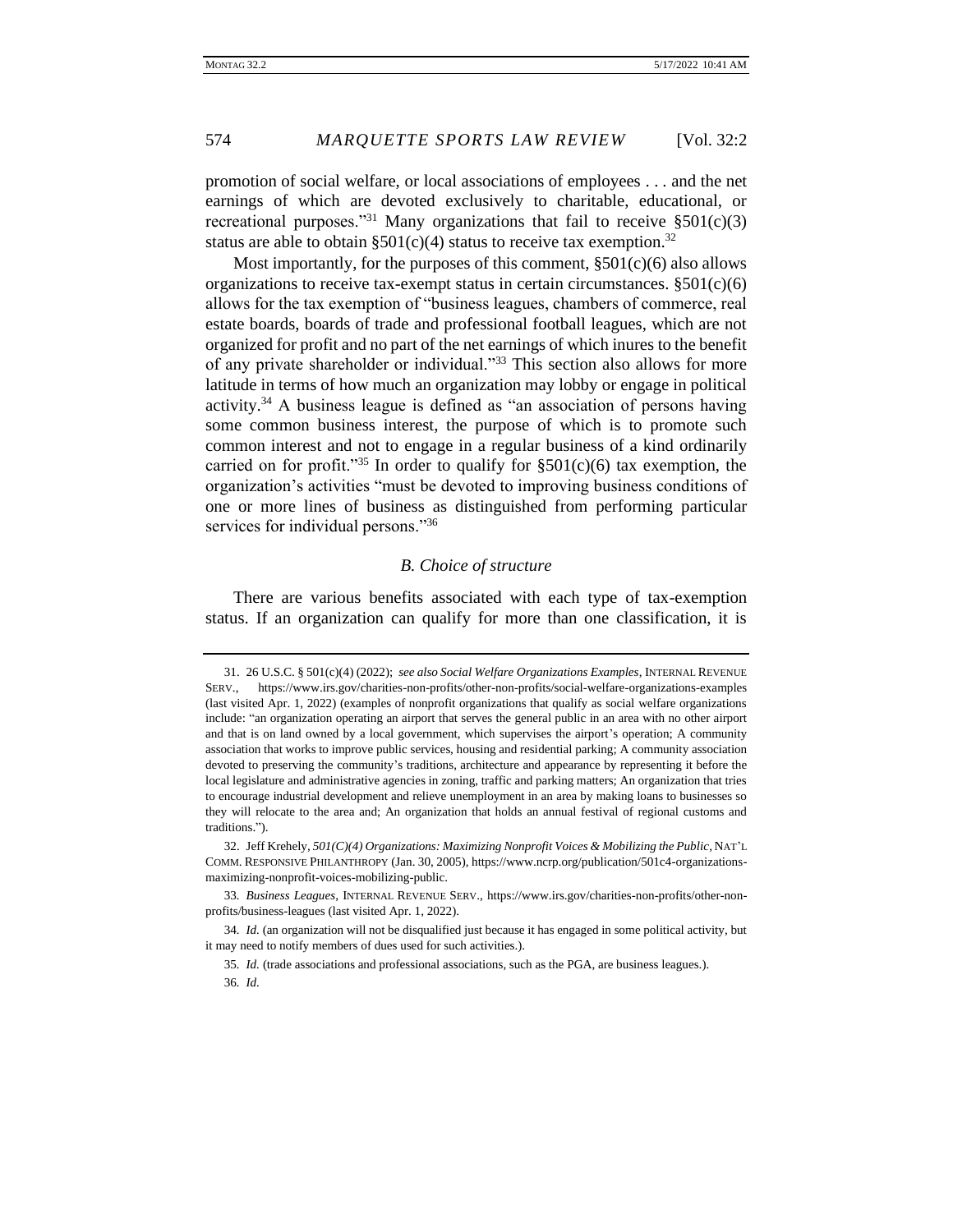promotion of social welfare, or local associations of employees . . . and the net earnings of which are devoted exclusively to charitable, educational, or recreational purposes."[31] Many organizations that fail to receive §501(c)(3) status are able to obtain §501(c)(4) status to receive tax exemption.[32]

Most importantly, for the purposes of this comment, §501(c)(6) also allows organizations to receive tax-exempt status in certain circumstances. §501(c)(6) allows for the tax exemption of "business leagues, chambers of commerce, real estate boards, boards of trade and professional football leagues, which are not organized for profit and no part of the net earnings of which inures to the benefit of any private shareholder or individual."[33] This section also allows for more latitude in terms of how much an organization may lobby or engage in political activity.[34] A business league is defined as "an association of persons having some common business interest, the purpose of which is to promote such common interest and not to engage in a regular business of a kind ordinarily carried on for profit."[35] In order to qualify for §501(c)(6) tax exemption, the organization's activities "must be devoted to improving business conditions of one or more lines of business as distinguished from performing particular services for individual persons."[36]

### *B. Choice of structure*

There are various benefits associated with each type of tax-exemption status. If an organization can qualify for more than one classification, it is

---

31. 26 U.S.C. § 501(c)(4) (2022); *see also Social Welfare Organizations Examples*, INTERNAL REVENUE SERV., https://www.irs.gov/charities-non-profits/other-non-profits/social-welfare-organizations-examples (last visited Apr. 1, 2022) (examples of nonprofit organizations that qualify as social welfare organizations include: "an organization operating an airport that serves the general public in an area with no other airport and that is on land owned by a local government, which supervises the airport's operation; A community association that works to improve public services, housing and residential parking; A community association devoted to preserving the community's traditions, architecture and appearance by representing it before the local legislature and administrative agencies in zoning, traffic and parking matters; An organization that tries to encourage industrial development and relieve unemployment in an area by making loans to businesses so they will relocate to the area and; An organization that holds an annual festival of regional customs and traditions.").

32. Jeff Krehely, *501(C)(4) Organizations: Maximizing Nonprofit Voices & Mobilizing the Public*, NAT'L COMM. RESPONSIVE PHILANTHROPY (Jan. 30, 2005), https://www.ncrp.org/publication/501c4-organizations-maximizing-nonprofit-voices-mobilizing-public.

33. *Business Leagues*, INTERNAL REVENUE SERV., https://www.irs.gov/charities-non-profits/other-non-profits/business-leagues (last visited Apr. 1, 2022).

34. *Id.* (an organization will not be disqualified just because it has engaged in some political activity, but it may need to notify members of dues used for such activities.).

35. *Id.* (trade associations and professional associations, such as the PGA, are business leagues.).

36. *Id.*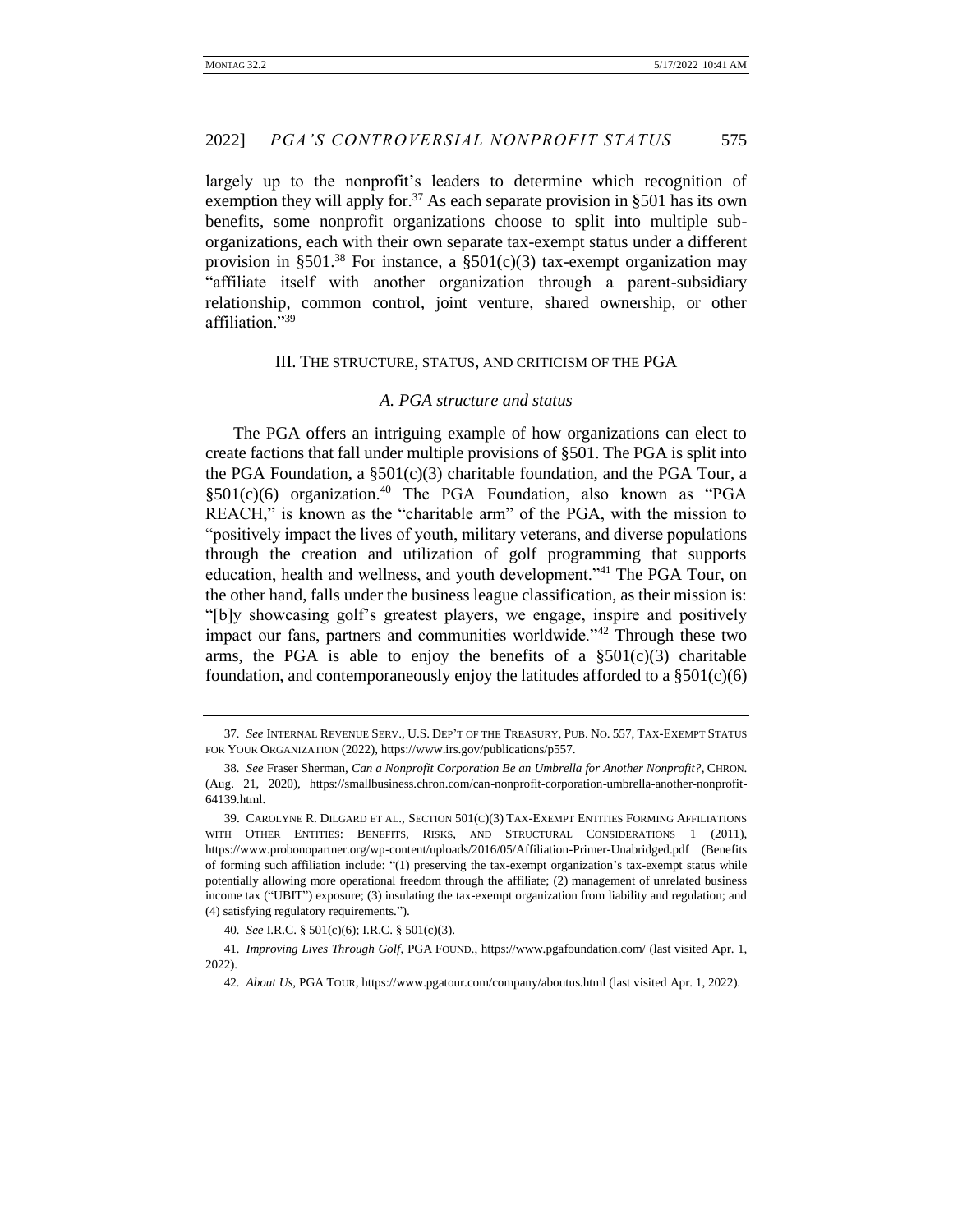largely up to the nonprofit's leaders to determine which recognition of exemption they will apply for.[37] As each separate provision in §501 has its own benefits, some nonprofit organizations choose to split into multiple sub-organizations, each with their own separate tax-exempt status under a different provision in §501.[38] For instance, a §501(c)(3) tax-exempt organization may "affiliate itself with another organization through a parent-subsidiary relationship, common control, joint venture, shared ownership, or other affiliation."[39]

## III. THE STRUCTURE, STATUS, AND CRITICISM OF THE PGA

### *A. PGA structure and status*

The PGA offers an intriguing example of how organizations can elect to create factions that fall under multiple provisions of §501. The PGA is split into the PGA Foundation, a §501(c)(3) charitable foundation, and the PGA Tour, a §501(c)(6) organization.[40] The PGA Foundation, also known as "PGA REACH," is known as the "charitable arm" of the PGA, with the mission to "positively impact the lives of youth, military veterans, and diverse populations through the creation and utilization of golf programming that supports education, health and wellness, and youth development."[41] The PGA Tour, on the other hand, falls under the business league classification, as their mission is: "[b]y showcasing golf's greatest players, we engage, inspire and positively impact our fans, partners and communities worldwide."[42] Through these two arms, the PGA is able to enjoy the benefits of a §501(c)(3) charitable foundation, and contemporaneously enjoy the latitudes afforded to a §501(c)(6)

---

37. *See* INTERNAL REVENUE SERV., U.S. DEP'T OF THE TREASURY, PUB. NO. 557, TAX-EXEMPT STATUS FOR YOUR ORGANIZATION (2022), https://www.irs.gov/publications/p557.

38. *See* Fraser Sherman, *Can a Nonprofit Corporation Be an Umbrella for Another Nonprofit?*, CHRON. (Aug. 21, 2020), https://smallbusiness.chron.com/can-nonprofit-corporation-umbrella-another-nonprofit-64139.html.

39. CAROLYNE R. DILGARD ET AL., SECTION 501(C)(3) TAX-EXEMPT ENTITIES FORMING AFFILIATIONS WITH OTHER ENTITIES: BENEFITS, RISKS, AND STRUCTURAL CONSIDERATIONS 1 (2011), https://www.probonopartner.org/wp-content/uploads/2016/05/Affiliation-Primer-Unabridged.pdf (Benefits of forming such affiliation include: "(1) preserving the tax-exempt organization's tax-exempt status while potentially allowing more operational freedom through the affiliate; (2) management of unrelated business income tax ("UBIT") exposure; (3) insulating the tax-exempt organization from liability and regulation; and (4) satisfying regulatory requirements.").

40. *See* I.R.C. § 501(c)(6); I.R.C. § 501(c)(3).

41. *Improving Lives Through Golf*, PGA FOUND., https://www.pgafoundation.com/ (last visited Apr. 1, 2022).

42. *About Us*, PGA TOUR, https://www.pgatour.com/company/aboutus.html (last visited Apr. 1, 2022).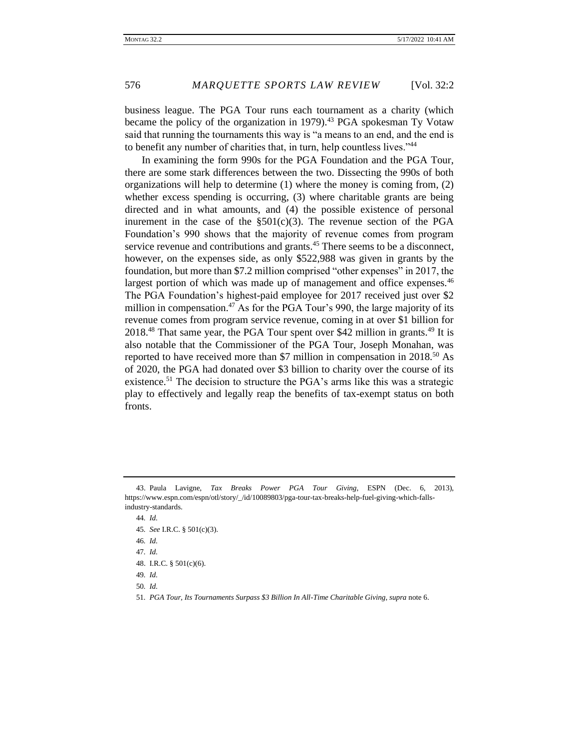business league. The PGA Tour runs each tournament as a charity (which became the policy of the organization in 1979).[43] PGA spokesman Ty Votaw said that running the tournaments this way is "a means to an end, and the end is to benefit any number of charities that, in turn, help countless lives."[44]

In examining the form 990s for the PGA Foundation and the PGA Tour, there are some stark differences between the two. Dissecting the 990s of both organizations will help to determine (1) where the money is coming from, (2) whether excess spending is occurring, (3) where charitable grants are being directed and in what amounts, and (4) the possible existence of personal inurement in the case of the §501(c)(3). The revenue section of the PGA Foundation's 990 shows that the majority of revenue comes from program service revenue and contributions and grants.[45] There seems to be a disconnect, however, on the expenses side, as only $522,988 was given in grants by the foundation, but more than $7.2 million comprised "other expenses" in 2017, the largest portion of which was made up of management and office expenses.[46] The PGA Foundation's highest-paid employee for 2017 received just over $2 million in compensation.[47] As for the PGA Tour's 990, the large majority of its revenue comes from program service revenue, coming in at over $1 billion for 2018.[48] That same year, the PGA Tour spent over $42 million in grants.[49] It is also notable that the Commissioner of the PGA Tour, Joseph Monahan, was reported to have received more than $7 million in compensation in 2018.[50] As of 2020, the PGA had donated over $3 billion to charity over the course of its existence.[51] The decision to structure the PGA's arms like this was a strategic play to effectively and legally reap the benefits of tax-exempt status on both fronts.

---

43. Paula Lavigne, *Tax Breaks Power PGA Tour Giving*, ESPN (Dec. 6, 2013), https://www.espn.com/espn/otl/story/_/id/10089803/pga-tour-tax-breaks-help-fuel-giving-which-falls-industry-standards.

44. *Id.*

45. *See* I.R.C. § 501(c)(3).

46. *Id.*

47. *Id.*

48. I.R.C. § 501(c)(6).

49. *Id.*

50. *Id.*

51. *PGA Tour, Its Tournaments Surpass $3 Billion In All-Time Charitable Giving*, *supra* note 6.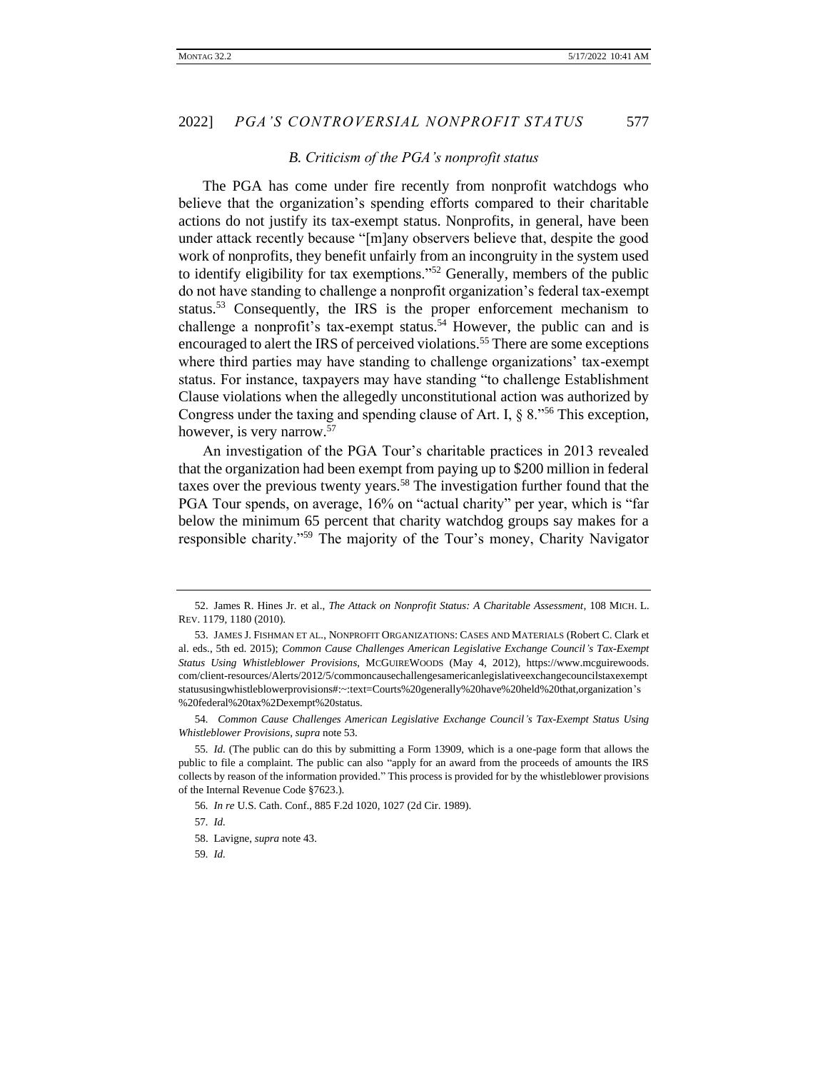### *B. Criticism of the PGA's nonprofit status*

The PGA has come under fire recently from nonprofit watchdogs who believe that the organization's spending efforts compared to their charitable actions do not justify its tax-exempt status. Nonprofits, in general, have been under attack recently because "[m]any observers believe that, despite the good work of nonprofits, they benefit unfairly from an incongruity in the system used to identify eligibility for tax exemptions."[52] Generally, members of the public do not have standing to challenge a nonprofit organization's federal tax-exempt status.[53] Consequently, the IRS is the proper enforcement mechanism to challenge a nonprofit's tax-exempt status.[54] However, the public can and is encouraged to alert the IRS of perceived violations.[55] There are some exceptions where third parties may have standing to challenge organizations' tax-exempt status. For instance, taxpayers may have standing "to challenge Establishment Clause violations when the allegedly unconstitutional action was authorized by Congress under the taxing and spending clause of Art. I, § 8."[56] This exception, however, is very narrow.[57]

An investigation of the PGA Tour's charitable practices in 2013 revealed that the organization had been exempt from paying up to $200 million in federal taxes over the previous twenty years.[58] The investigation further found that the PGA Tour spends, on average, 16% on "actual charity" per year, which is "far below the minimum 65 percent that charity watchdog groups say makes for a responsible charity."[59] The majority of the Tour's money, Charity Navigator

---

52. James R. Hines Jr. et al., *The Attack on Nonprofit Status: A Charitable Assessment*, 108 MICH. L. REV. 1179, 1180 (2010).

53. JAMES J. FISHMAN ET AL., NONPROFIT ORGANIZATIONS: CASES AND MATERIALS (Robert C. Clark et al. eds., 5th ed. 2015); *Common Cause Challenges American Legislative Exchange Council's Tax-Exempt Status Using Whistleblower Provisions*, MCGUIREWOODS (May 4, 2012), https://www.mcguirewoods.com/client-resources/Alerts/2012/5/commoncausechallengesamericanlegislativeexchangecouncilstaxexemptstatususingwhistleblowerprovisions#:~:text=Courts%20generally%20have%20held%20that,organization's%20federal%20tax%2Dexempt%20status.

54. *Common Cause Challenges American Legislative Exchange Council's Tax-Exempt Status Using Whistleblower Provisions*, *supra* note 53.

55. *Id.* (The public can do this by submitting a Form 13909, which is a one-page form that allows the public to file a complaint. The public can also "apply for an award from the proceeds of amounts the IRS collects by reason of the information provided." This process is provided for by the whistleblower provisions of the Internal Revenue Code §7623.).

56. *In re* U.S. Cath. Conf., 885 F.2d 1020, 1027 (2d Cir. 1989).

57. *Id.*

58. Lavigne, *supra* note 43.

59. *Id.*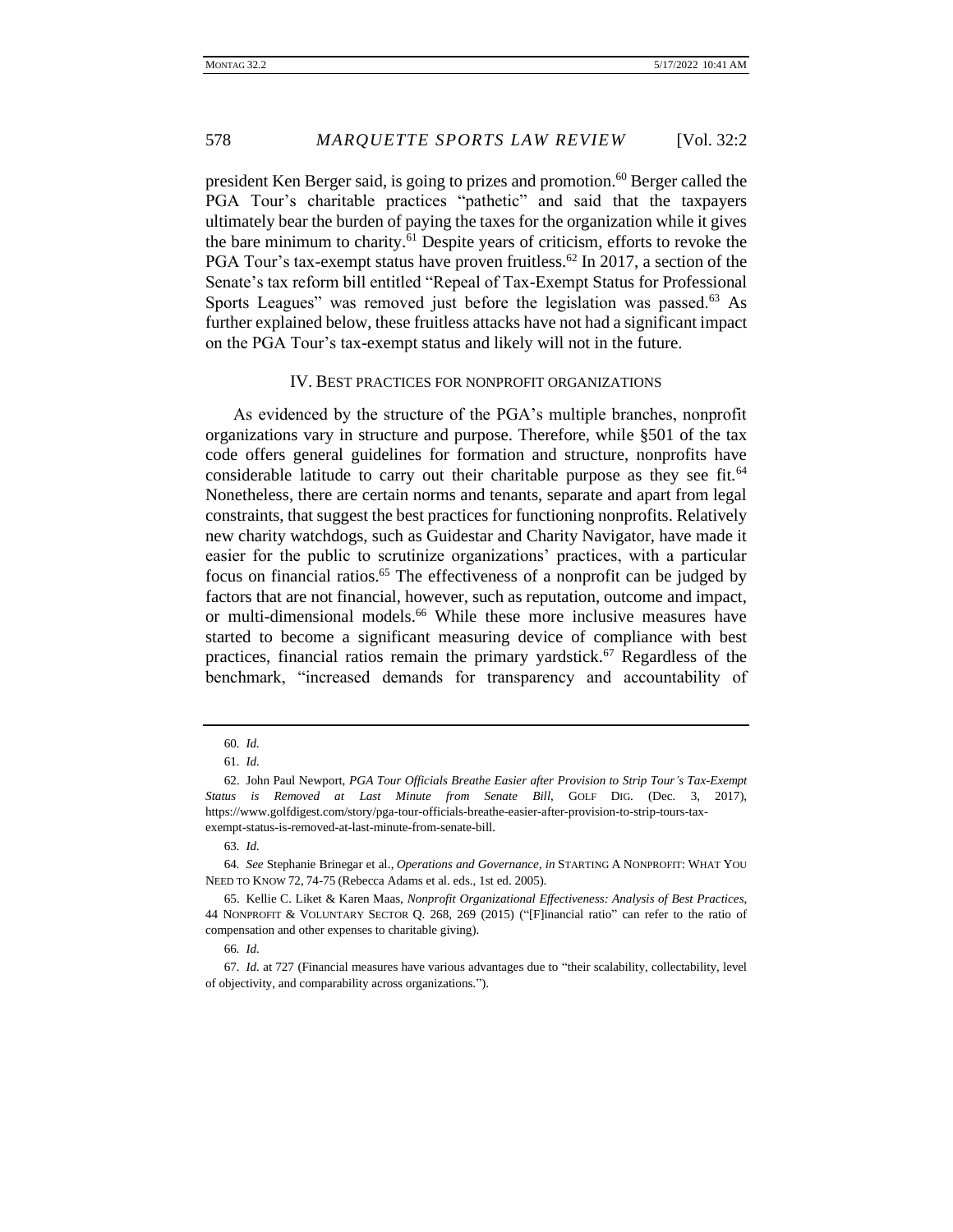president Ken Berger said, is going to prizes and promotion.[60] Berger called the PGA Tour's charitable practices "pathetic" and said that the taxpayers ultimately bear the burden of paying the taxes for the organization while it gives the bare minimum to charity.[61] Despite years of criticism, efforts to revoke the PGA Tour's tax-exempt status have proven fruitless.[62] In 2017, a section of the Senate's tax reform bill entitled "Repeal of Tax-Exempt Status for Professional Sports Leagues" was removed just before the legislation was passed.[63] As further explained below, these fruitless attacks have not had a significant impact on the PGA Tour's tax-exempt status and likely will not in the future.

## IV. BEST PRACTICES FOR NONPROFIT ORGANIZATIONS

As evidenced by the structure of the PGA's multiple branches, nonprofit organizations vary in structure and purpose. Therefore, while §501 of the tax code offers general guidelines for formation and structure, nonprofits have considerable latitude to carry out their charitable purpose as they see fit.[64] Nonetheless, there are certain norms and tenants, separate and apart from legal constraints, that suggest the best practices for functioning nonprofits. Relatively new charity watchdogs, such as Guidestar and Charity Navigator, have made it easier for the public to scrutinize organizations' practices, with a particular focus on financial ratios.[65] The effectiveness of a nonprofit can be judged by factors that are not financial, however, such as reputation, outcome and impact, or multi-dimensional models.[66] While these more inclusive measures have started to become a significant measuring device of compliance with best practices, financial ratios remain the primary yardstick.[67] Regardless of the benchmark, "increased demands for transparency and accountability of

---

60. *Id.*

61. *Id.*

62. John Paul Newport, *PGA Tour Officials Breathe Easier after Provision to Strip Tour's Tax-Exempt Status is Removed at Last Minute from Senate Bill*, GOLF DIG. (Dec. 3, 2017), https://www.golfdigest.com/story/pga-tour-officials-breathe-easier-after-provision-to-strip-tours-tax-exempt-status-is-removed-at-last-minute-from-senate-bill.

63. *Id.*

64. *See* Stephanie Brinegar et al., *Operations and Governance*, *in* STARTING A NONPROFIT: WHAT YOU NEED TO KNOW 72, 74-75 (Rebecca Adams et al. eds., 1st ed. 2005).

65. Kellie C. Liket & Karen Maas, *Nonprofit Organizational Effectiveness: Analysis of Best Practices*, 44 NONPROFIT & VOLUNTARY SECTOR Q. 268, 269 (2015) ("[F]inancial ratio" can refer to the ratio of compensation and other expenses to charitable giving).

66. *Id.*

67. *Id.* at 727 (Financial measures have various advantages due to "their scalability, collectability, level of objectivity, and comparability across organizations.").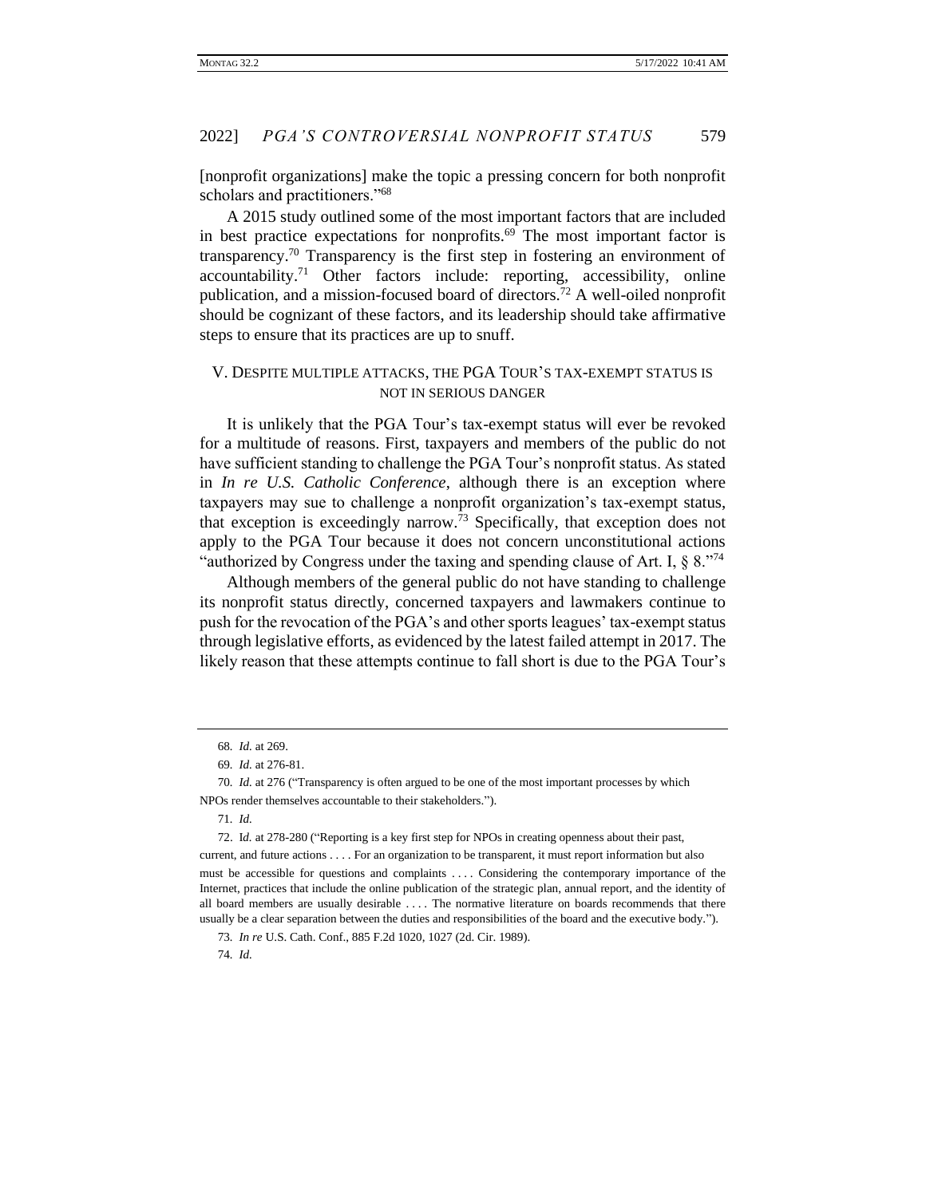[nonprofit organizations] make the topic a pressing concern for both nonprofit scholars and practitioners."[68]

A 2015 study outlined some of the most important factors that are included in best practice expectations for nonprofits.[69] The most important factor is transparency.[70] Transparency is the first step in fostering an environment of accountability.[71] Other factors include: reporting, accessibility, online publication, and a mission-focused board of directors.[72] A well-oiled nonprofit should be cognizant of these factors, and its leadership should take affirmative steps to ensure that its practices are up to snuff.

## V. Despite multiple attacks, the PGA Tour's tax-exempt status is not in serious danger

It is unlikely that the PGA Tour's tax-exempt status will ever be revoked for a multitude of reasons. First, taxpayers and members of the public do not have sufficient standing to challenge the PGA Tour's nonprofit status. As stated in *In re U.S. Catholic Conference*, although there is an exception where taxpayers may sue to challenge a nonprofit organization's tax-exempt status, that exception is exceedingly narrow.[73] Specifically, that exception does not apply to the PGA Tour because it does not concern unconstitutional actions "authorized by Congress under the taxing and spending clause of Art. I, § 8."[74]

Although members of the general public do not have standing to challenge its nonprofit status directly, concerned taxpayers and lawmakers continue to push for the revocation of the PGA's and other sports leagues' tax-exempt status through legislative efforts, as evidenced by the latest failed attempt in 2017. The likely reason that these attempts continue to fall short is due to the PGA Tour's

---

68. *Id.* at 269.

69. *Id.* at 276-81.

70. *Id.* at 276 ("Transparency is often argued to be one of the most important processes by which NPOs render themselves accountable to their stakeholders.").

71. *Id.*

72. I*d.* at 278-280 ("Reporting is a key first step for NPOs in creating openness about their past, current, and future actions . . . . For an organization to be transparent, it must report information but also must be accessible for questions and complaints . . . . Considering the contemporary importance of the Internet, practices that include the online publication of the strategic plan, annual report, and the identity of all board members are usually desirable . . . . The normative literature on boards recommends that there usually be a clear separation between the duties and responsibilities of the board and the executive body.").

73. *In re* U.S. Cath. Conf., 885 F.2d 1020, 1027 (2d. Cir. 1989).

74. *Id.*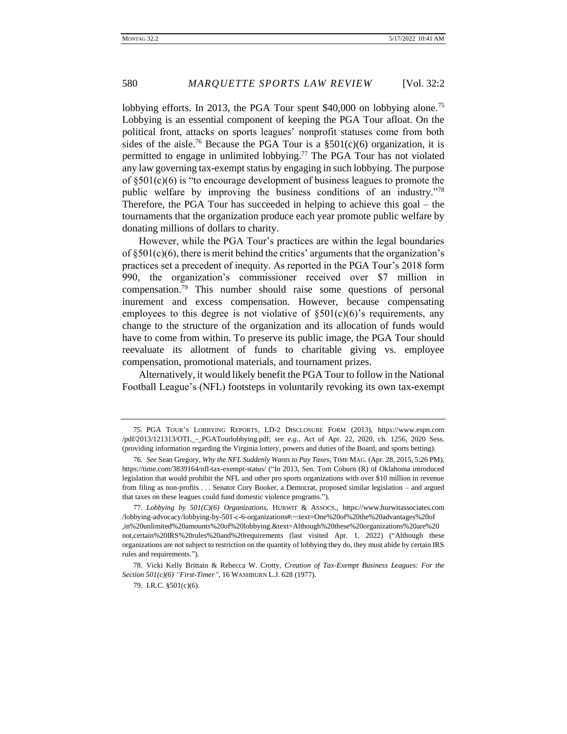lobbying efforts. In 2013, the PGA Tour spent $40,000 on lobbying alone.[75] Lobbying is an essential component of keeping the PGA Tour afloat. On the political front, attacks on sports leagues' nonprofit statuses come from both sides of the aisle.[76] Because the PGA Tour is a §501(c)(6) organization, it is permitted to engage in unlimited lobbying.[77] The PGA Tour has not violated any law governing tax-exempt status by engaging in such lobbying. The purpose of §501(c)(6) is "to encourage development of business leagues to promote the public welfare by improving the business conditions of an industry."[78] Therefore, the PGA Tour has succeeded in helping to achieve this goal – the tournaments that the organization produce each year promote public welfare by donating millions of dollars to charity.

However, while the PGA Tour's practices are within the legal boundaries of §501(c)(6), there is merit behind the critics' arguments that the organization's practices set a precedent of inequity. As reported in the PGA Tour's 2018 form 990, the organization's commissioner received over $7 million in compensation.[79] This number should raise some questions of personal inurement and excess compensation. However, because compensating employees to this degree is not violative of §501(c)(6)'s requirements, any change to the structure of the organization and its allocation of funds would have to come from within. To preserve its public image, the PGA Tour should reevaluate its allotment of funds to charitable giving vs. employee compensation, promotional materials, and tournament prizes.

Alternatively, it would likely benefit the PGA Tour to follow in the National Football League's (NFL) footsteps in voluntarily revoking its own tax-exempt

---

75. PGA TOUR'S LOBBYING REPORTS, LD-2 DISCLOSURE FORM (2013), https://www.espn.com/pdf/2013/121313/OTL_-_PGATourlobbying.pdf; *see e.g.*, Act of Apr. 22, 2020, ch. 1256, 2020 Sess. (providing information regarding the Virginia lottery, powers and duties of the Board, and sports betting).

76. *See* Sean Gregory, *Why the NFL Suddenly Wants to Pay Taxes*, TIME MAG. (Apr. 28, 2015, 5:26 PM), https://time.com/3839164/nfl-tax-exempt-status/ ("In 2013, Sen. Tom Coburn (R) of Oklahoma introduced legislation that would prohibit the NFL and other pro sports organizations with over $10 million in revenue from filing as non-profits . . . Senator Cory Booker, a Democrat, proposed similar legislation – and argued that taxes on these leagues could fund domestic violence programs.").

77. *Lobbying by 501(C)(6) Organizations*, HURWIT & ASSOCS., https://www.hurwitassociates.com/lobbying-advocacy/lobbying-by-501-c-6-organizations#:~:text=One%20of%20the%20advantages%20of,in%20unlimited%20amounts%20of%20lobbying.&text=Although%20these%20organizations%20are%20not,certain%20IRS%20rules%20and%20requirements (last visited Apr. 1, 2022) ("Although these organizations are not subject to restriction on the quantity of lobbying they do, they must abide by certain IRS rules and requirements.").

78. Vicki Kelly Brittain & Rebecca W. Crotty, *Creation of Tax-Exempt Business Leagues: For the Section 501(c)(6) "First-Timer"*, 16 WASHBURN L.J. 628 (1977).

79. I.R.C. §501(c)(6).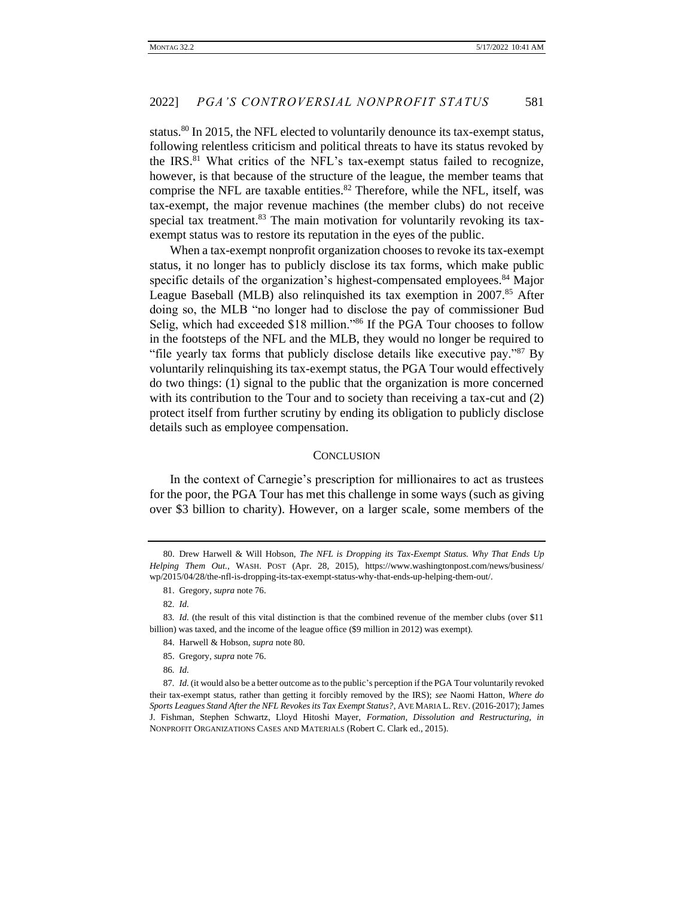status.[80] In 2015, the NFL elected to voluntarily denounce its tax-exempt status, following relentless criticism and political threats to have its status revoked by the IRS.[81] What critics of the NFL's tax-exempt status failed to recognize, however, is that because of the structure of the league, the member teams that comprise the NFL are taxable entities.[82] Therefore, while the NFL, itself, was tax-exempt, the major revenue machines (the member clubs) do not receive special tax treatment.[83] The main motivation for voluntarily revoking its tax-exempt status was to restore its reputation in the eyes of the public.

When a tax-exempt nonprofit organization chooses to revoke its tax-exempt status, it no longer has to publicly disclose its tax forms, which make public specific details of the organization's highest-compensated employees.[84] Major League Baseball (MLB) also relinquished its tax exemption in 2007.[85] After doing so, the MLB "no longer had to disclose the pay of commissioner Bud Selig, which had exceeded $18 million."[86] If the PGA Tour chooses to follow in the footsteps of the NFL and the MLB, they would no longer be required to "file yearly tax forms that publicly disclose details like executive pay."[87] By voluntarily relinquishing its tax-exempt status, the PGA Tour would effectively do two things: (1) signal to the public that the organization is more concerned with its contribution to the Tour and to society than receiving a tax-cut and (2) protect itself from further scrutiny by ending its obligation to publicly disclose details such as employee compensation.

## CONCLUSION

In the context of Carnegie's prescription for millionaires to act as trustees for the poor, the PGA Tour has met this challenge in some ways (such as giving over $3 billion to charity). However, on a larger scale, some members of the

---

80. Drew Harwell & Will Hobson, *The NFL is Dropping its Tax-Exempt Status. Why That Ends Up Helping Them Out.*, WASH. POST (Apr. 28, 2015), https://www.washingtonpost.com/news/business/wp/2015/04/28/the-nfl-is-dropping-its-tax-exempt-status-why-that-ends-up-helping-them-out/.

81. Gregory, *supra* note 76.

82. *Id.*

83. *Id.* (the result of this vital distinction is that the combined revenue of the member clubs (over $11 billion) was taxed, and the income of the league office ($9 million in 2012) was exempt).

84. Harwell & Hobson, *supra* note 80.

85. Gregory, *supra* note 76.

86. *Id.*

87. *Id.* (it would also be a better outcome as to the public's perception if the PGA Tour voluntarily revoked their tax-exempt status, rather than getting it forcibly removed by the IRS); *see* Naomi Hatton, *Where do Sports Leagues Stand After the NFL Revokes its Tax Exempt Status?*, AVE MARIA L. REV. (2016-2017); James J. Fishman, Stephen Schwartz, Lloyd Hitoshi Mayer, *Formation, Dissolution and Restructuring*, *in* NONPROFIT ORGANIZATIONS CASES AND MATERIALS (Robert C. Clark ed., 2015).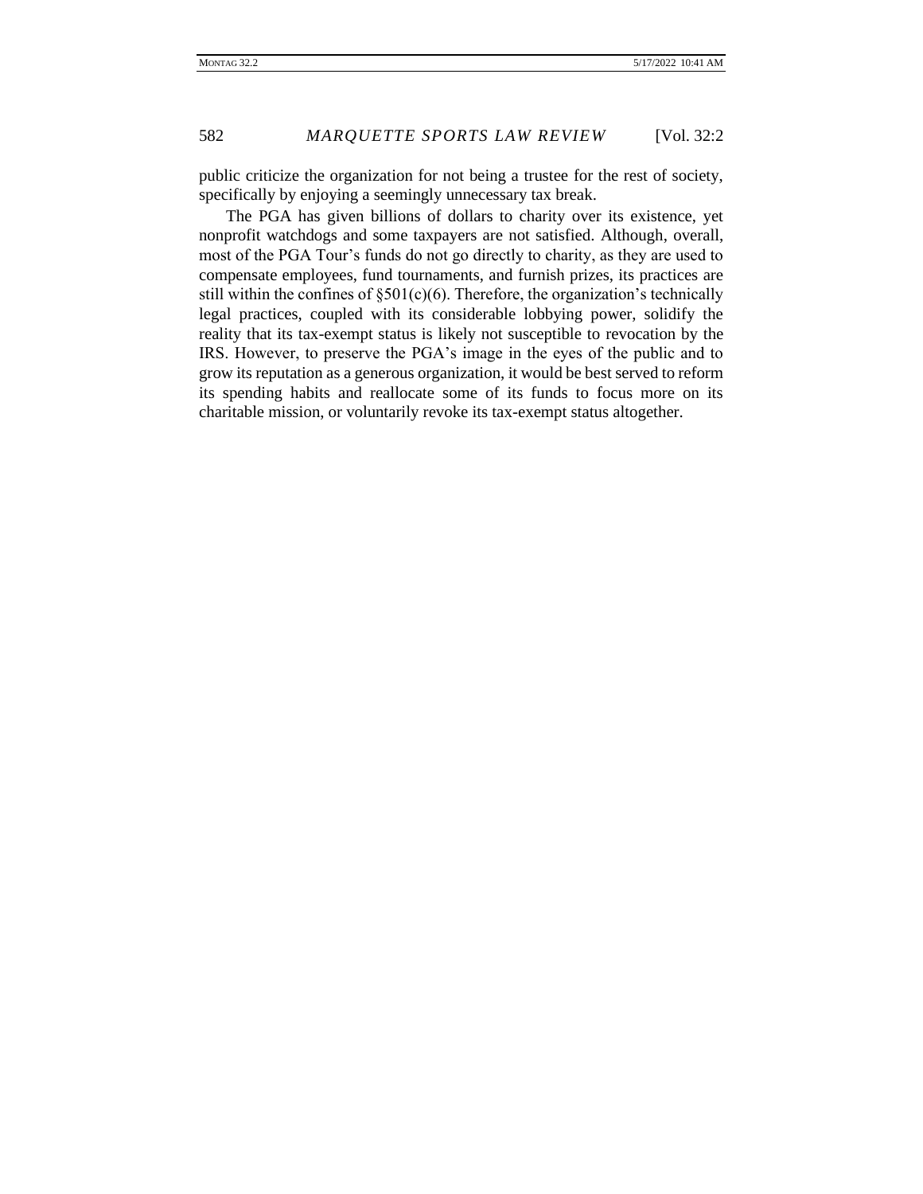public criticize the organization for not being a trustee for the rest of society, specifically by enjoying a seemingly unnecessary tax break.

The PGA has given billions of dollars to charity over its existence, yet nonprofit watchdogs and some taxpayers are not satisfied. Although, overall, most of the PGA Tour's funds do not go directly to charity, as they are used to compensate employees, fund tournaments, and furnish prizes, its practices are still within the confines of §501(c)(6). Therefore, the organization's technically legal practices, coupled with its considerable lobbying power, solidify the reality that its tax-exempt status is likely not susceptible to revocation by the IRS. However, to preserve the PGA's image in the eyes of the public and to grow its reputation as a generous organization, it would be best served to reform its spending habits and reallocate some of its funds to focus more on its charitable mission, or voluntarily revoke its tax-exempt status altogether.